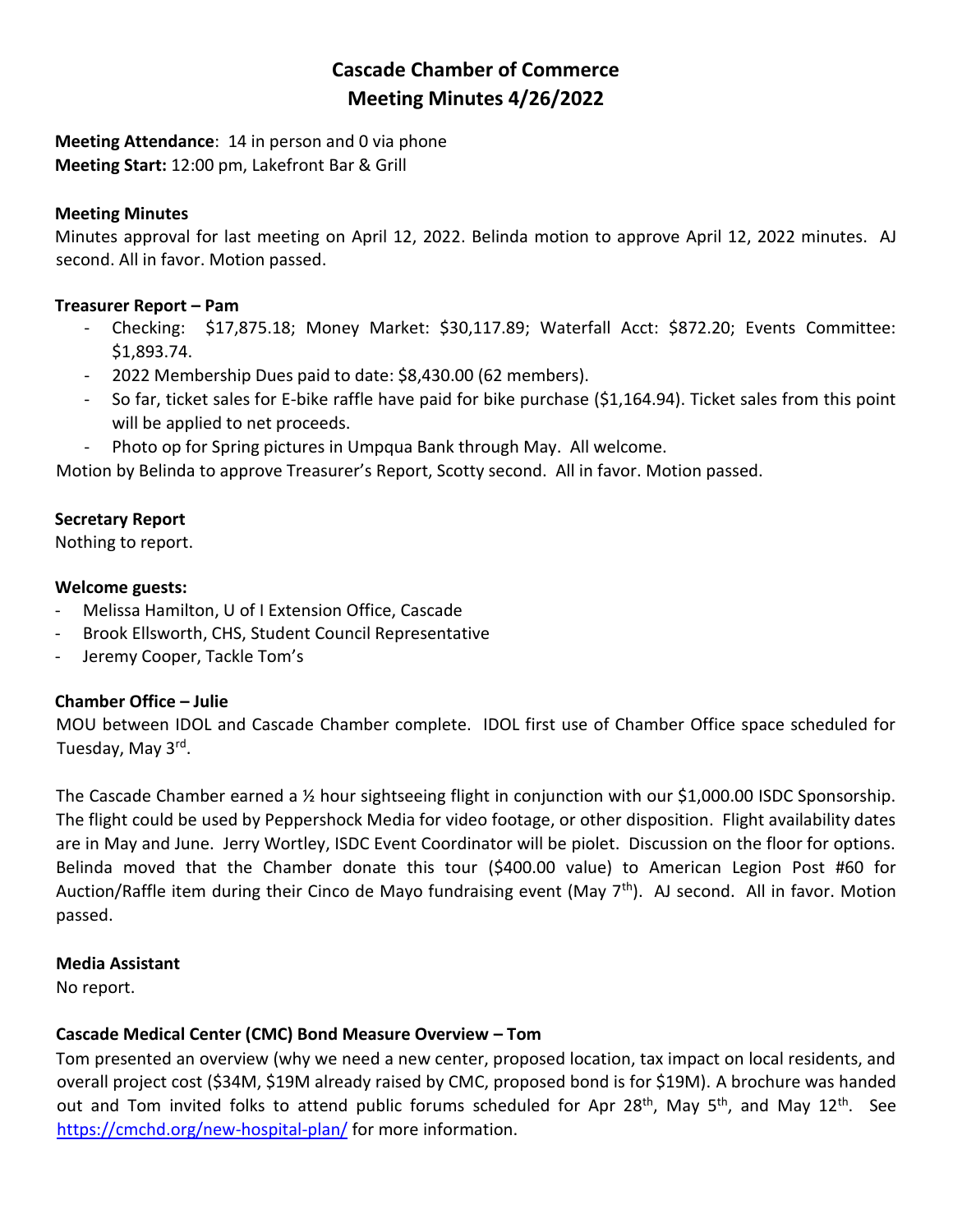# Cascade Chamber of Commerce
# Meeting Minutes 4/26/2022

**Meeting Attendance**: 14 in person and 0 via phone
**Meeting Start:** 12:00 pm, Lakefront Bar & Grill

### Meeting Minutes

Minutes approval for last meeting on April 12, 2022. Belinda motion to approve April 12, 2022 minutes. AJ second. All in favor. Motion passed.

### Treasurer Report – Pam

- Checking: $17,875.18; Money Market: $30,117.89; Waterfall Acct: $872.20; Events Committee: $1,893.74.
- 2022 Membership Dues paid to date: $8,430.00 (62 members).
- So far, ticket sales for E-bike raffle have paid for bike purchase ($1,164.94). Ticket sales from this point will be applied to net proceeds.
- Photo op for Spring pictures in Umpqua Bank through May. All welcome.

Motion by Belinda to approve Treasurer's Report, Scotty second. All in favor. Motion passed.

### Secretary Report

Nothing to report.

### Welcome guests:

- Melissa Hamilton, U of I Extension Office, Cascade
- Brook Ellsworth, CHS, Student Council Representative
- Jeremy Cooper, Tackle Tom's

### Chamber Office – Julie

MOU between IDOL and Cascade Chamber complete. IDOL first use of Chamber Office space scheduled for Tuesday, May 3rd.

The Cascade Chamber earned a ½ hour sightseeing flight in conjunction with our $1,000.00 ISDC Sponsorship. The flight could be used by Peppershock Media for video footage, or other disposition. Flight availability dates are in May and June. Jerry Wortley, ISDC Event Coordinator will be piolet. Discussion on the floor for options. Belinda moved that the Chamber donate this tour ($400.00 value) to American Legion Post #60 for Auction/Raffle item during their Cinco de Mayo fundraising event (May 7th). AJ second. All in favor. Motion passed.

### Media Assistant

No report.

### Cascade Medical Center (CMC) Bond Measure Overview – Tom

Tom presented an overview (why we need a new center, proposed location, tax impact on local residents, and overall project cost ($34M, $19M already raised by CMC, proposed bond is for $19M). A brochure was handed out and Tom invited folks to attend public forums scheduled for Apr 28th, May 5th, and May 12th. See https://cmchd.org/new-hospital-plan/ for more information.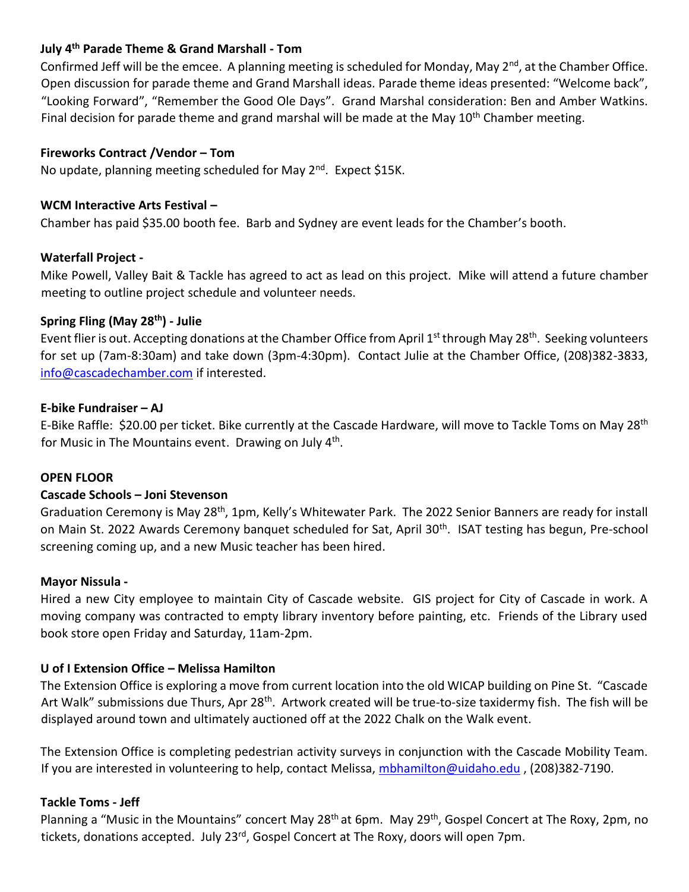**July 4th Parade Theme & Grand Marshall - Tom**

Confirmed Jeff will be the emcee. A planning meeting is scheduled for Monday, May 2nd, at the Chamber Office. Open discussion for parade theme and Grand Marshall ideas. Parade theme ideas presented: "Welcome back", "Looking Forward", "Remember the Good Ole Days". Grand Marshal consideration: Ben and Amber Watkins. Final decision for parade theme and grand marshal will be made at the May 10th Chamber meeting.

**Fireworks Contract /Vendor – Tom**

No update, planning meeting scheduled for May 2nd. Expect $15K.

**WCM Interactive Arts Festival –**

Chamber has paid $35.00 booth fee. Barb and Sydney are event leads for the Chamber's booth.

**Waterfall Project -**

Mike Powell, Valley Bait & Tackle has agreed to act as lead on this project. Mike will attend a future chamber meeting to outline project schedule and volunteer needs.

**Spring Fling (May 28th) - Julie**

Event flier is out. Accepting donations at the Chamber Office from April 1st through May 28th. Seeking volunteers for set up (7am-8:30am) and take down (3pm-4:30pm). Contact Julie at the Chamber Office, (208)382-3833, info@cascadechamber.com if interested.

**E-bike Fundraiser – AJ**

E-Bike Raffle: $20.00 per ticket. Bike currently at the Cascade Hardware, will move to Tackle Toms on May 28th for Music in The Mountains event. Drawing on July 4th.

**OPEN FLOOR**

**Cascade Schools – Joni Stevenson**

Graduation Ceremony is May 28th, 1pm, Kelly's Whitewater Park. The 2022 Senior Banners are ready for install on Main St. 2022 Awards Ceremony banquet scheduled for Sat, April 30th. ISAT testing has begun, Pre-school screening coming up, and a new Music teacher has been hired.

**Mayor Nissula -**

Hired a new City employee to maintain City of Cascade website. GIS project for City of Cascade in work. A moving company was contracted to empty library inventory before painting, etc. Friends of the Library used book store open Friday and Saturday, 11am-2pm.

**U of I Extension Office – Melissa Hamilton**

The Extension Office is exploring a move from current location into the old WICAP building on Pine St. "Cascade Art Walk" submissions due Thurs, Apr 28th. Artwork created will be true-to-size taxidermy fish. The fish will be displayed around town and ultimately auctioned off at the 2022 Chalk on the Walk event.

The Extension Office is completing pedestrian activity surveys in conjunction with the Cascade Mobility Team. If you are interested in volunteering to help, contact Melissa, mbhamilton@uidaho.edu , (208)382-7190.

**Tackle Toms - Jeff**

Planning a "Music in the Mountains" concert May 28th at 6pm. May 29th, Gospel Concert at The Roxy, 2pm, no tickets, donations accepted. July 23rd, Gospel Concert at The Roxy, doors will open 7pm.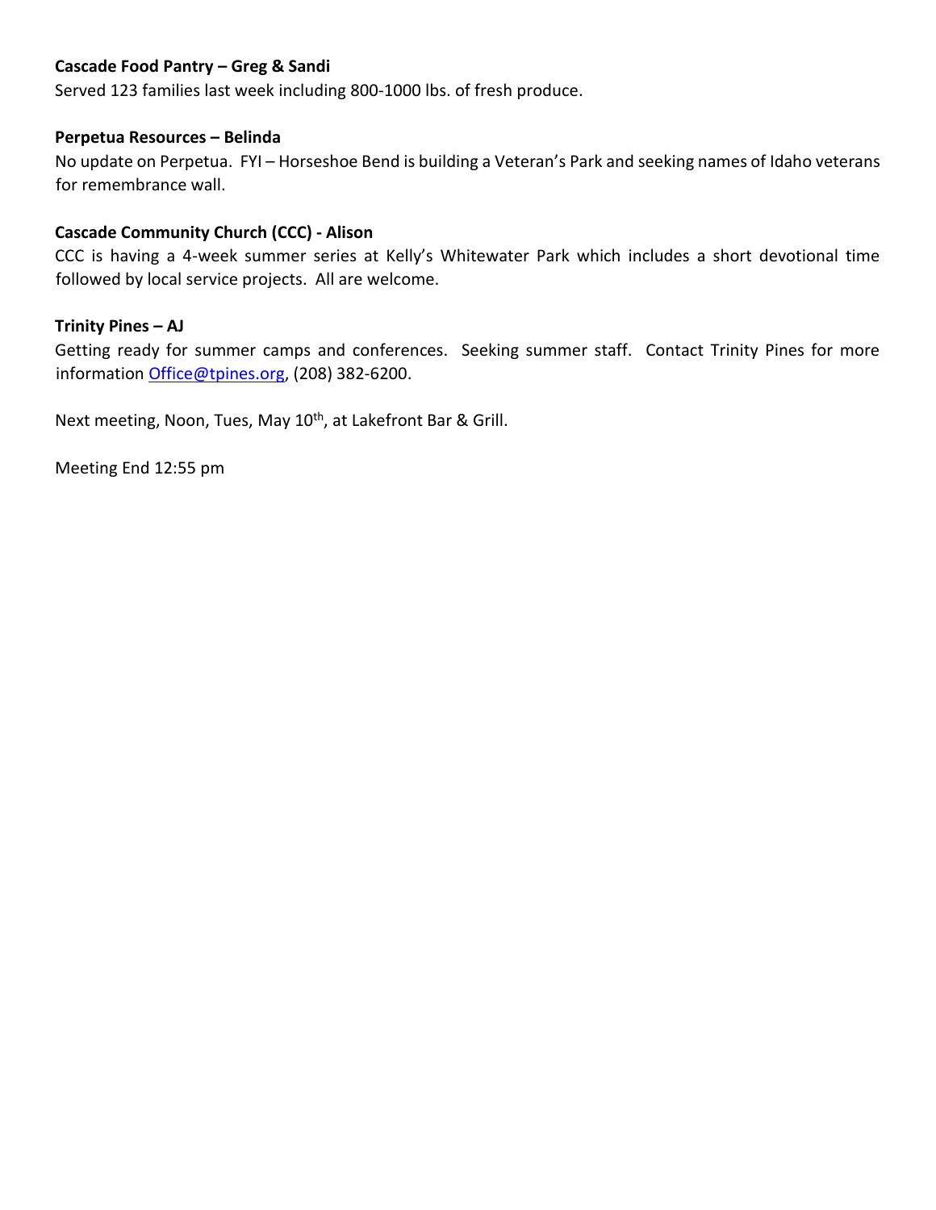**Cascade Food Pantry – Greg & Sandi**

Served 123 families last week including 800-1000 lbs. of fresh produce.

**Perpetua Resources – Belinda**

No update on Perpetua. FYI – Horseshoe Bend is building a Veteran's Park and seeking names of Idaho veterans for remembrance wall.

**Cascade Community Church (CCC) - Alison**

CCC is having a 4-week summer series at Kelly's Whitewater Park which includes a short devotional time followed by local service projects. All are welcome.

**Trinity Pines – AJ**

Getting ready for summer camps and conferences. Seeking summer staff. Contact Trinity Pines for more information Office@tpines.org, (208) 382-6200.

Next meeting, Noon, Tues, May 10th, at Lakefront Bar & Grill.

Meeting End 12:55 pm